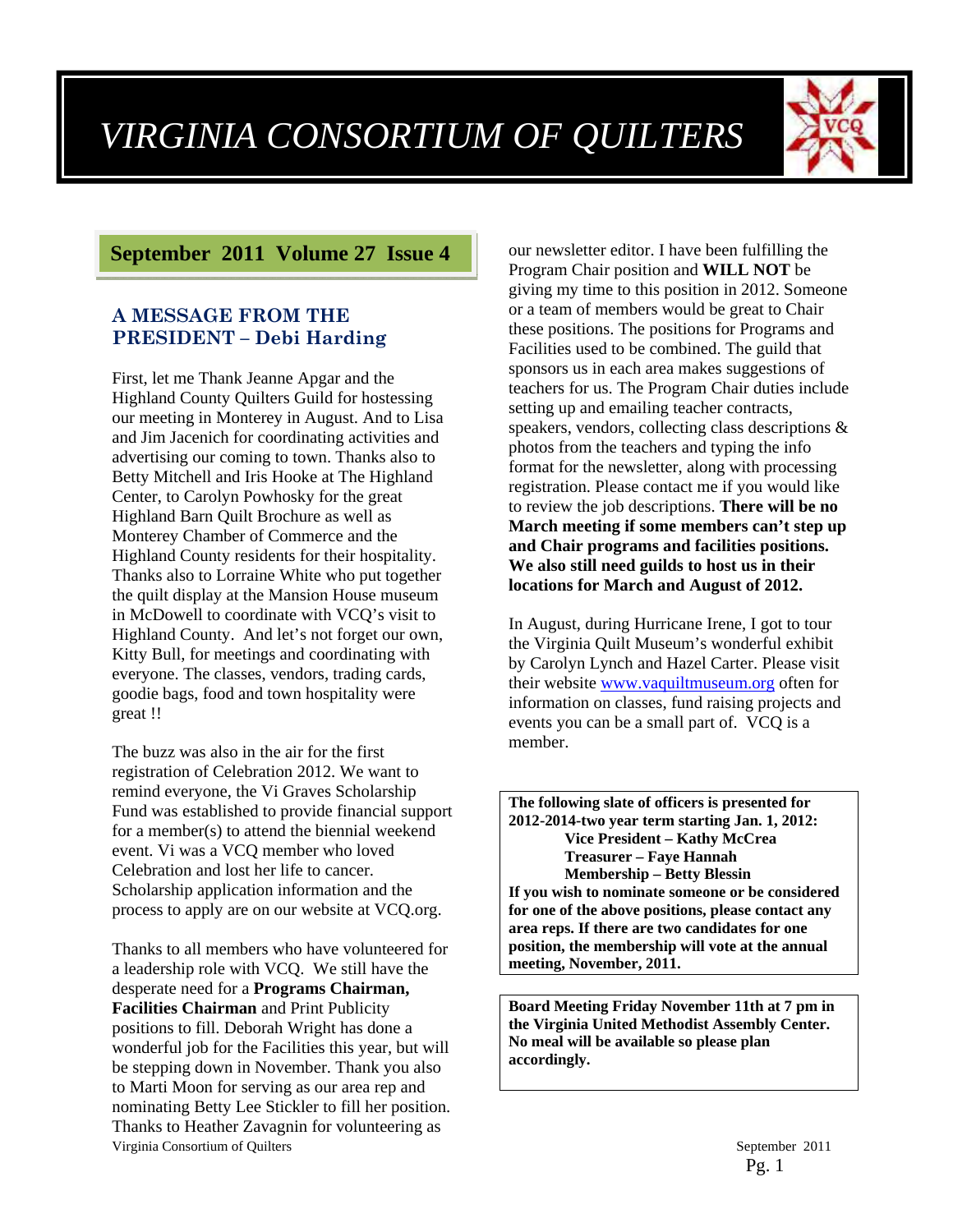# *VIRGINIA CONSORTIUM OF QUILTERS*

## September 2011 Volume 27 Issue 4

### A MESSAGE FROM THE PRESIDENT – Debi Harding

First, let me Thank Jeanne Apgar and the Highland County Quilters Guild for hostessing our meeting in Monterey in August. And to Lisa and Jim Jacenich for coordinating activities and advertising our coming to town. Thanks also to Betty Mitchell and Iris Hooke at The Highland Center, to Carolyn Powhosky for the great Highland Barn Quilt Brochure as well as Monterey Chamber of Commerce and the Highland County residents for their hospitality. Thanks also to Lorraine White who put together the quilt display at the Mansion House museum in McDowell to coordinate with VCQ's visit to Highland County. And let's not forget our own, Kitty Bull, for meetings and coordinating with everyone. The classes, vendors, trading cards, goodie bags, food and town hospitality were great !!

The buzz was also in the air for the first registration of Celebration 2012. We want to remind everyone, the Vi Graves Scholarship Fund was established to provide financial support for a member(s) to attend the biennial weekend event. Vi was a VCQ member who loved Celebration and lost her life to cancer. Scholarship application information and the process to apply are on our website at VCQ.org.

Thanks to all members who have volunteered for a leadership role with VCQ. We still have the desperate need for a **Programs Chairman, Facilities Chairman** and Print Publicity positions to fill. Deborah Wright has done a wonderful job for the Facilities this year, but will be stepping down in November. Thank you also to Marti Moon for serving as our area rep and nominating Betty Lee Stickler to fill her position. Thanks to Heather Zavagnin for volunteering as our newsletter editor. I have been fulfilling the Program Chair position and **WILL NOT** be giving my time to this position in 2012. Someone or a team of members would be great to Chair these positions. The positions for Programs and Facilities used to be combined. The guild that sponsors us in each area makes suggestions of teachers for us. The Program Chair duties include setting up and emailing teacher contracts, speakers, vendors, collecting class descriptions & photos from the teachers and typing the info format for the newsletter, along with processing registration. Please contact me if you would like to review the job descriptions. **There will be no March meeting if some members can't step up and Chair programs and facilities positions. We also still need guilds to host us in their locations for March and August of 2012.**

In August, during Hurricane Irene, I got to tour the Virginia Quilt Museum's wonderful exhibit by Carolyn Lynch and Hazel Carter. Please visit their website [www.vaquiltmuseum.org](http://www.vaquiltmuseum.org) often for information on classes, fund raising projects and events you can be a small part of. VCQ is a member.

**The following slate of officers is presented for 2012-2014-two year term starting Jan. 1, 2012:**

**Vice President – Kathy McCrea**
**Treasurer – Faye Hannah**
**Membership – Betty Blessin**

**If you wish to nominate someone or be considered for one of the above positions, please contact any area reps. If there are two candidates for one position, the membership will vote at the annual meeting, November, 2011.**

**Board Meeting Friday November 11th at 7 pm in the Virginia United Methodist Assembly Center. No meal will be available so please plan accordingly.**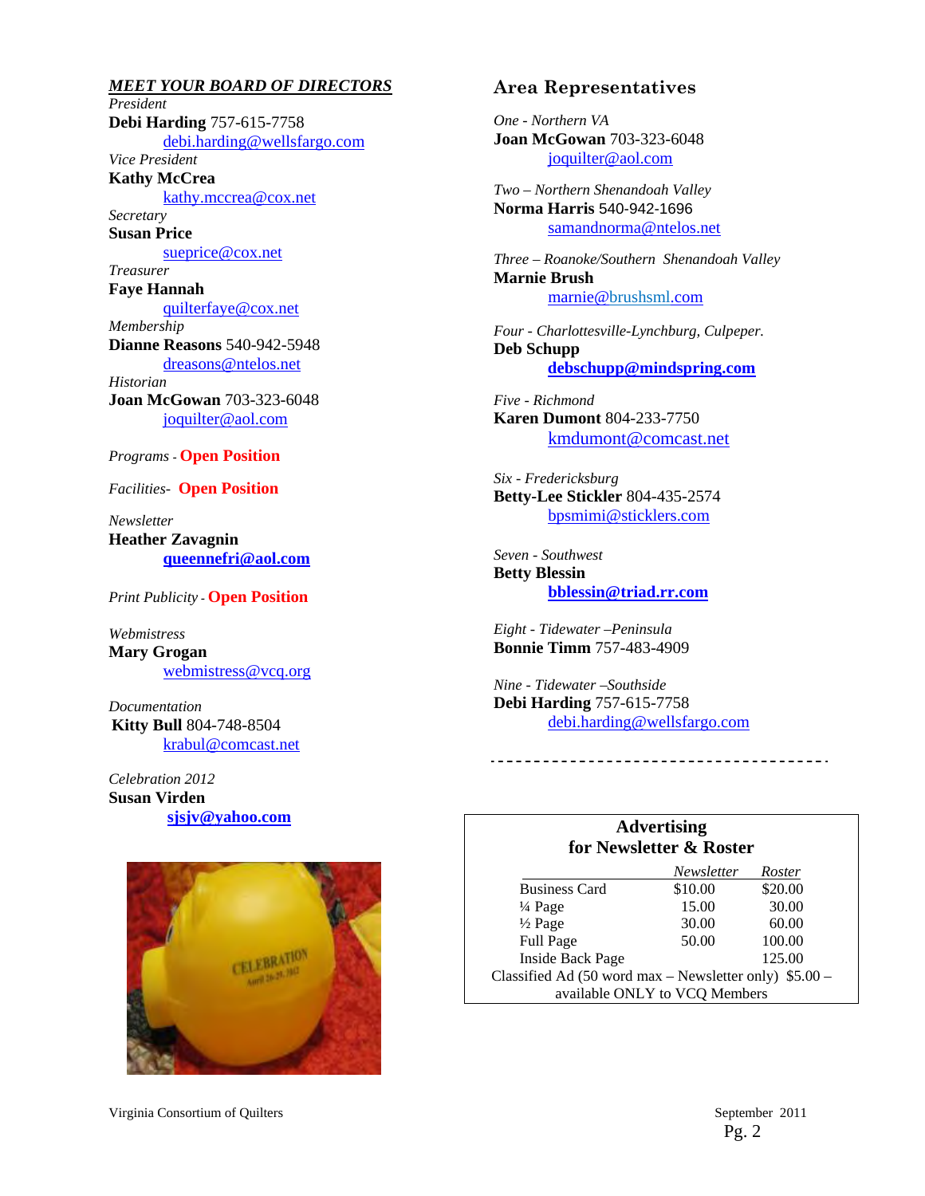## *MEET YOUR BOARD OF DIRECTORS*

*President*
**Debi Harding** 757-615-7758
debi.harding@wellsfargo.com

*Vice President*
**Kathy McCrea**
kathy.mccrea@cox.net

*Secretary*
**Susan Price**
sueprice@cox.net

*Treasurer*
**Faye Hannah**
quilterfaye@cox.net

*Membership*
**Dianne Reasons** 540-942-5948
dreasons@ntelos.net

*Historian*
**Joan McGowan** 703-323-6048
joquilter@aol.com

*Programs* - **Open Position**

*Facilities*- **Open Position**

*Newsletter*
**Heather Zavagnin**
**queennefri@aol.com**

*Print Publicity* - **Open Position**

*Webmistress*
**Mary Grogan**
webmistress@vcq.org

*Documentation*
**Kitty Bull** 804-748-8504
krabul@comcast.net

*Celebration 2012*
**Susan Virden**
**sjsjv@yahoo.com**

## Area Representatives

*One - Northern VA*
**Joan McGowan** 703-323-6048
joquilter@aol.com

*Two – Northern Shenandoah Valley*
**Norma Harris** 540-942-1696
samandnorma@ntelos.net

*Three – Roanoke/Southern Shenandoah Valley*
**Marnie Brush**
marnie@brushsml.com

*Four - Charlottesville-Lynchburg, Culpeper.*
**Deb Schupp**
**debschupp@mindspring.com**

*Five - Richmond*
**Karen Dumont** 804-233-7750
kmdumont@comcast.net

*Six - Fredericksburg*
**Betty-Lee Stickler** 804-435-2574
bpsmimi@sticklers.com

*Seven - Southwest*
**Betty Blessin**
**bblessin@triad.rr.com**

*Eight - Tidewater –Peninsula*
**Bonnie Timm** 757-483-4909

*Nine - Tidewater –Southside*
**Debi Harding** 757-615-7758
debi.harding@wellsfargo.com

---

**Advertising for Newsletter & Roster**

| | *Newsletter* | *Roster* |
|---|---|---|
| Business Card | $10.00 | $20.00 |
| ¼ Page | 15.00 | 30.00 |
| ½ Page | 30.00 | 60.00 |
| Full Page | 50.00 | 100.00 |
| Inside Back Page | | 125.00 |

Classified Ad (50 word max – Newsletter only) $5.00 – available ONLY to VCQ Members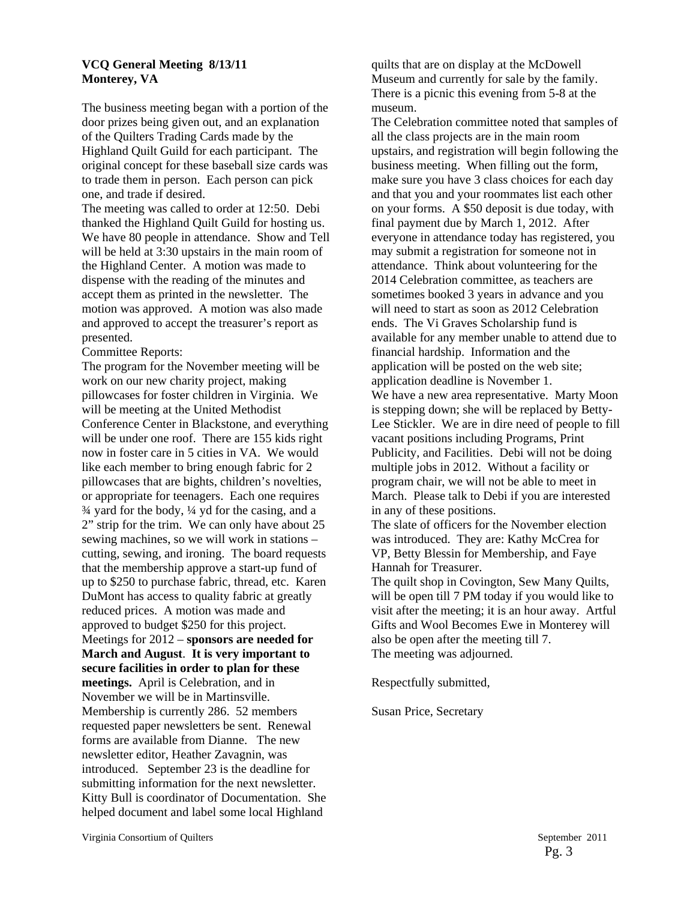**VCQ General Meeting 8/13/11**
**Monterey, VA**

The business meeting began with a portion of the door prizes being given out, and an explanation of the Quilters Trading Cards made by the Highland Quilt Guild for each participant. The original concept for these baseball size cards was to trade them in person. Each person can pick one, and trade if desired.

The meeting was called to order at 12:50. Debi thanked the Highland Quilt Guild for hosting us. We have 80 people in attendance. Show and Tell will be held at 3:30 upstairs in the main room of the Highland Center. A motion was made to dispense with the reading of the minutes and accept them as printed in the newsletter. The motion was approved. A motion was also made and approved to accept the treasurer's report as presented.

Committee Reports:

The program for the November meeting will be work on our new charity project, making pillowcases for foster children in Virginia. We will be meeting at the United Methodist Conference Center in Blackstone, and everything will be under one roof. There are 155 kids right now in foster care in 5 cities in VA. We would like each member to bring enough fabric for 2 pillowcases that are bights, children's novelties, or appropriate for teenagers. Each one requires ¾ yard for the body, ¼ yd for the casing, and a 2" strip for the trim. We can only have about 25 sewing machines, so we will work in stations – cutting, sewing, and ironing. The board requests that the membership approve a start-up fund of up to $250 to purchase fabric, thread, etc. Karen DuMont has access to quality fabric at greatly reduced prices. A motion was made and approved to budget $250 for this project.

Meetings for 2012 – **sponsors are needed for March and August**. **It is very important to secure facilities in order to plan for these meetings.** April is Celebration, and in November we will be in Martinsville.

Membership is currently 286. 52 members requested paper newsletters be sent. Renewal forms are available from Dianne. The new newsletter editor, Heather Zavagnin, was introduced. September 23 is the deadline for submitting information for the next newsletter.

Kitty Bull is coordinator of Documentation. She helped document and label some local Highland quilts that are on display at the McDowell Museum and currently for sale by the family. There is a picnic this evening from 5-8 at the museum.

The Celebration committee noted that samples of all the class projects are in the main room upstairs, and registration will begin following the business meeting. When filling out the form, make sure you have 3 class choices for each day and that you and your roommates list each other on your forms. A $50 deposit is due today, with final payment due by March 1, 2012. After everyone in attendance today has registered, you may submit a registration for someone not in attendance. Think about volunteering for the 2014 Celebration committee, as teachers are sometimes booked 3 years in advance and you will need to start as soon as 2012 Celebration ends. The Vi Graves Scholarship fund is available for any member unable to attend due to financial hardship. Information and the application will be posted on the web site; application deadline is November 1.

We have a new area representative. Marty Moon is stepping down; she will be replaced by Betty-Lee Stickler. We are in dire need of people to fill vacant positions including Programs, Print Publicity, and Facilities. Debi will not be doing multiple jobs in 2012. Without a facility or program chair, we will not be able to meet in March. Please talk to Debi if you are interested in any of these positions.

The slate of officers for the November election was introduced. They are: Kathy McCrea for VP, Betty Blessin for Membership, and Faye Hannah for Treasurer.

The quilt shop in Covington, Sew Many Quilts, will be open till 7 PM today if you would like to visit after the meeting; it is an hour away. Artful Gifts and Wool Becomes Ewe in Monterey will also be open after the meeting till 7.

The meeting was adjourned.

Respectfully submitted,

Susan Price, Secretary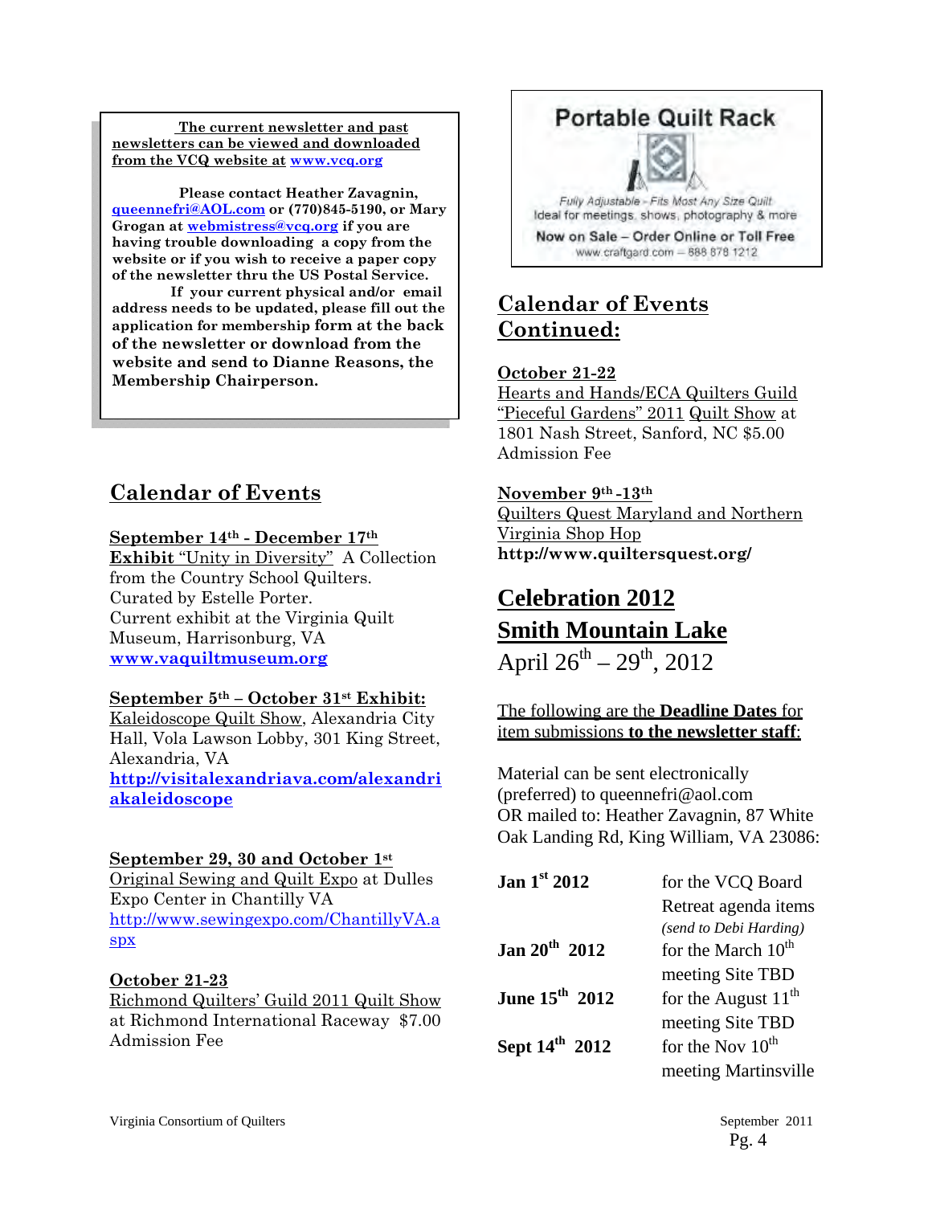**The current newsletter and past newsletters can be viewed and downloaded from the VCQ website at www.vcq.org**

**Please contact Heather Zavagnin, queennefri@AOL.com or (770)845-5190, or Mary Grogan at webmistress@vcq.org if you are having trouble downloading a copy from the website or if you wish to receive a paper copy of the newsletter thru the US Postal Service.**

**If your current physical and/or email address needs to be updated, please fill out the application for membership form at the back of the newsletter or download from the website and send to Dianne Reasons, the Membership Chairperson.**

## Calendar of Events

**September 14th - December 17th**
**Exhibit** "Unity in Diversity" A Collection from the Country School Quilters. Curated by Estelle Porter. Current exhibit at the Virginia Quilt Museum, Harrisonburg, VA
**www.vaquiltmuseum.org**

**September 5th – October 31st Exhibit:**
Kaleidoscope Quilt Show, Alexandria City Hall, Vola Lawson Lobby, 301 King Street, Alexandria, VA
**http://visitalexandriava.com/alexandriakaleidoscope**

**September 29, 30 and October 1st**
Original Sewing and Quilt Expo at Dulles Expo Center in Chantilly VA
http://www.sewingexpo.com/ChantillyVA.aspx

**October 21-23**
Richmond Quilters' Guild 2011 Quilt Show at Richmond International Raceway $7.00 Admission Fee

**Portable Quilt Rack**
Fully Adjustable - Fits Most Any Size Quilt
Ideal for meetings, shows, photography & more
Now on Sale – Order Online or Toll Free
www.craftgard.com – 888 878 1212

## Calendar of Events Continued:

**October 21-22**
Hearts and Hands/ECA Quilters Guild "Pieceful Gardens" 2011 Quilt Show at 1801 Nash Street, Sanford, NC $5.00 Admission Fee

**November 9th -13th**
Quilters Quest Maryland and Northern Virginia Shop Hop
**http://www.quiltersquest.org/**

## Celebration 2012
## Smith Mountain Lake
April 26th – 29th, 2012

The following are the **Deadline Dates** for item submissions **to the newsletter staff**:

Material can be sent electronically (preferred) to queennefri@aol.com
OR mailed to: Heather Zavagnin, 87 White Oak Landing Rd, King William, VA 23086:

| | |
|---|---|
| **Jan 1st 2012** | for the VCQ Board Retreat agenda items *(send to Debi Harding)* |
| **Jan 20th 2012** | for the March 10th meeting Site TBD |
| **June 15th 2012** | for the August 11th meeting Site TBD |
| **Sept 14th 2012** | for the Nov 10th meeting Martinsville |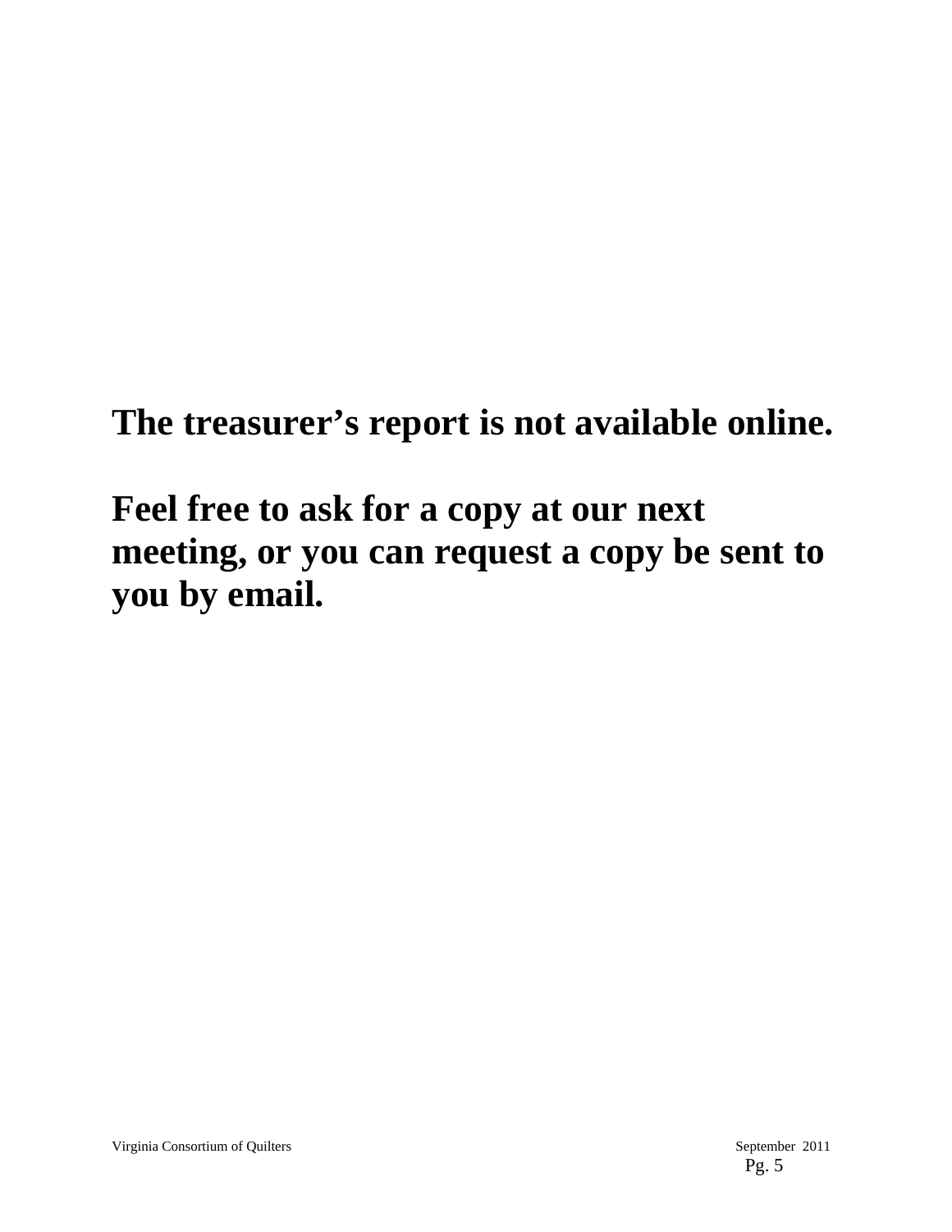**The treasurer's report is not available online.**

**Feel free to ask for a copy at our next meeting, or you can request a copy be sent to you by email.**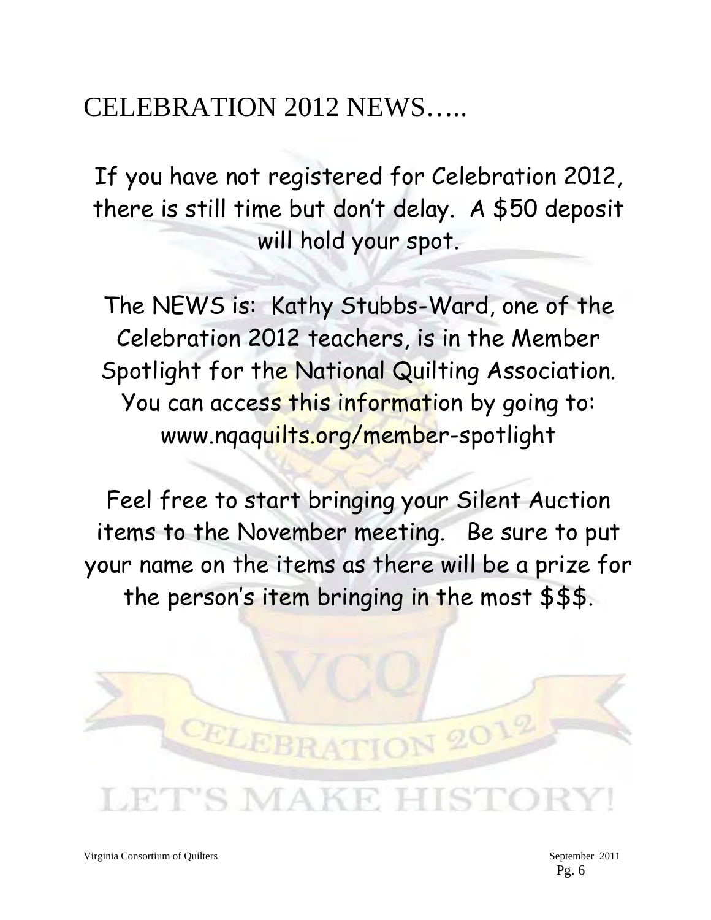# CELEBRATION 2012 NEWS…..

If you have not registered for Celebration 2012, there is still time but don't delay. A $50 deposit will hold your spot.

The NEWS is: Kathy Stubbs-Ward, one of the Celebration 2012 teachers, is in the Member Spotlight for the National Quilting Association. You can access this information by going to: www.nqaquilts.org/member-spotlight

Feel free to start bringing your Silent Auction items to the November meeting. Be sure to put your name on the items as there will be a prize for the person's item bringing in the most $$$.

VCQ

CELEBRATION 2012

LET'S MAKE HISTORY!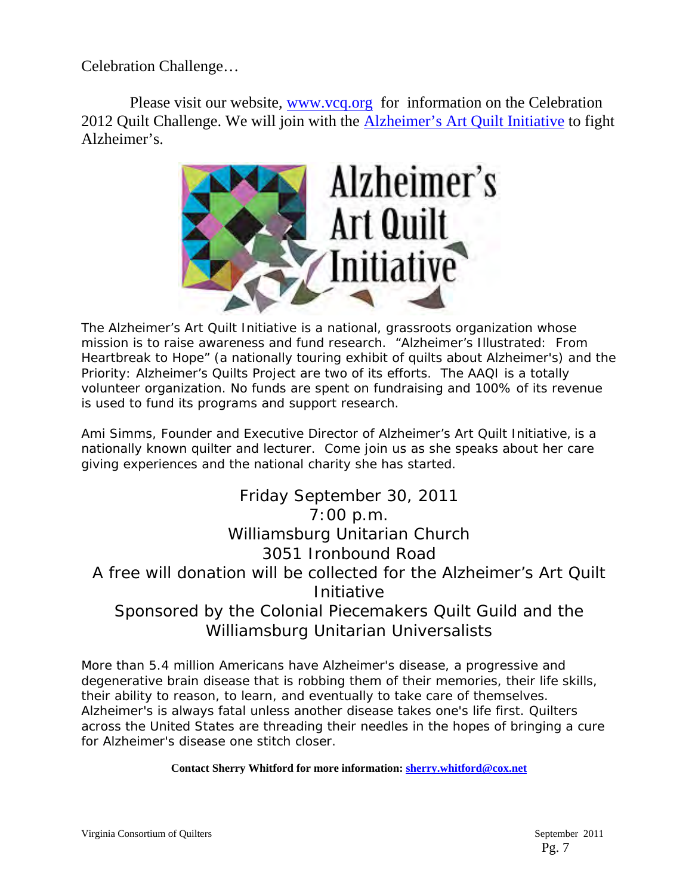Celebration Challenge…

Please visit our website, www.vcq.org for information on the Celebration 2012 Quilt Challenge. We will join with the Alzheimer's Art Quilt Initiative to fight Alzheimer's.

The Alzheimer's Art Quilt Initiative is a national, grassroots organization whose mission is to raise awareness and fund research. "Alzheimer's Illustrated: From Heartbreak to Hope" (a nationally touring exhibit of quilts about Alzheimer's) and the Priority: Alzheimer's Quilts Project are two of its efforts. The AAQI is a totally volunteer organization. No funds are spent on fundraising and 100% of its revenue is used to fund its programs and support research.

Ami Simms, Founder and Executive Director of Alzheimer's Art Quilt Initiative, is a nationally known quilter and lecturer. Come join us as she speaks about her care giving experiences and the national charity she has started.

Friday September 30, 2011
7:00 p.m.
Williamsburg Unitarian Church
3051 Ironbound Road
A free will donation will be collected for the Alzheimer's Art Quilt Initiative
Sponsored by the Colonial Piecemakers Quilt Guild and the Williamsburg Unitarian Universalists

More than 5.4 million Americans have Alzheimer's disease, a progressive and degenerative brain disease that is robbing them of their memories, their life skills, their ability to reason, to learn, and eventually to take care of themselves. Alzheimer's is always fatal unless another disease takes one's life first. Quilters across the United States are threading their needles in the hopes of bringing a cure for Alzheimer's disease one stitch closer.

**Contact Sherry Whitford for more information: sherry.whitford@cox.net**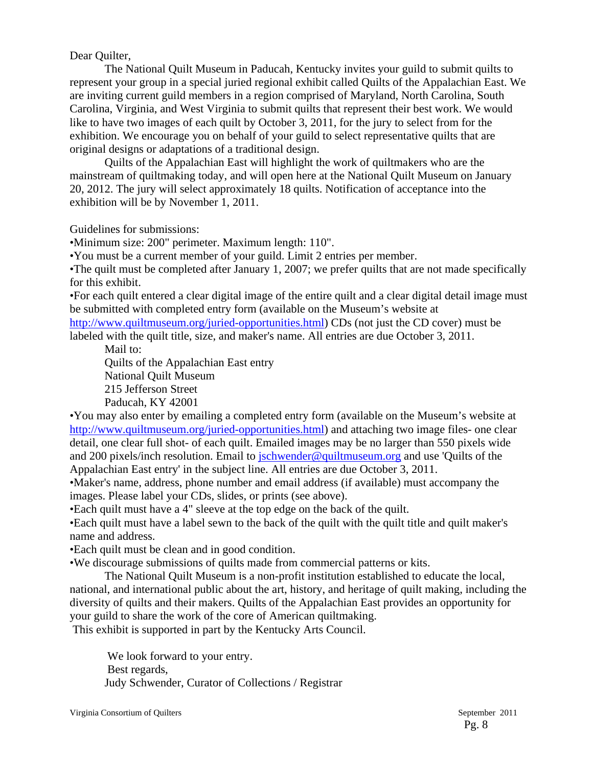Dear Quilter,

The National Quilt Museum in Paducah, Kentucky invites your guild to submit quilts to represent your group in a special juried regional exhibit called Quilts of the Appalachian East. We are inviting current guild members in a region comprised of Maryland, North Carolina, South Carolina, Virginia, and West Virginia to submit quilts that represent their best work. We would like to have two images of each quilt by October 3, 2011, for the jury to select from for the exhibition. We encourage you on behalf of your guild to select representative quilts that are original designs or adaptations of a traditional design.

Quilts of the Appalachian East will highlight the work of quiltmakers who are the mainstream of quiltmaking today, and will open here at the National Quilt Museum on January 20, 2012. The jury will select approximately 18 quilts. Notification of acceptance into the exhibition will be by November 1, 2011.

Guidelines for submissions:

- Minimum size: 200" perimeter. Maximum length: 110".
- You must be a current member of your guild. Limit 2 entries per member.
- The quilt must be completed after January 1, 2007; we prefer quilts that are not made specifically for this exhibit.
- For each quilt entered a clear digital image of the entire quilt and a clear digital detail image must be submitted with completed entry form (available on the Museum's website at http://www.quiltmuseum.org/juried-opportunities.html) CDs (not just the CD cover) must be labeled with the quilt title, size, and maker's name. All entries are due October 3, 2011.

  Mail to:
  Quilts of the Appalachian East entry
  National Quilt Museum
  215 Jefferson Street
  Paducah, KY 42001
- You may also enter by emailing a completed entry form (available on the Museum's website at http://www.quiltmuseum.org/juried-opportunities.html) and attaching two image files- one clear detail, one clear full shot- of each quilt. Emailed images may be no larger than 550 pixels wide and 200 pixels/inch resolution. Email to jschwender@quiltmuseum.org and use 'Quilts of the Appalachian East entry' in the subject line. All entries are due October 3, 2011.
- Maker's name, address, phone number and email address (if available) must accompany the images. Please label your CDs, slides, or prints (see above).
- Each quilt must have a 4" sleeve at the top edge on the back of the quilt.
- Each quilt must have a label sewn to the back of the quilt with the quilt title and quilt maker's name and address.
- Each quilt must be clean and in good condition.
- We discourage submissions of quilts made from commercial patterns or kits.

The National Quilt Museum is a non-profit institution established to educate the local, national, and international public about the art, history, and heritage of quilt making, including the diversity of quilts and their makers. Quilts of the Appalachian East provides an opportunity for your guild to share the work of the core of American quiltmaking.

This exhibit is supported in part by the Kentucky Arts Council.

We look forward to your entry.
Best regards,
Judy Schwender, Curator of Collections / Registrar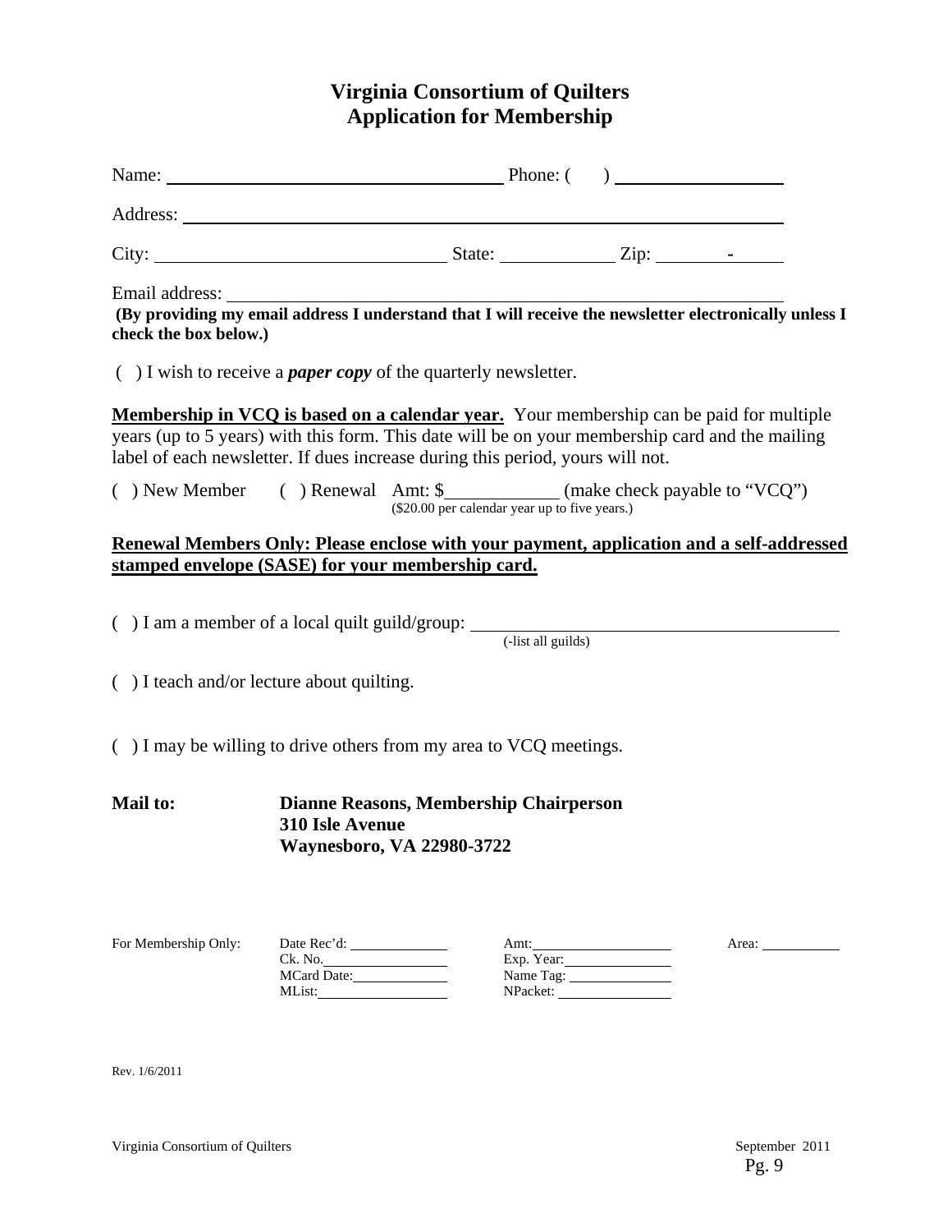# Virginia Consortium of Quilters
# Application for Membership

Name: ______________________________ Phone: (      ) ______________

Address: ____________________________________________________

City: ________________________ State: __________ Zip: _______-_____

Email address: ______________________________________________

**(By providing my email address I understand that I will receive the newsletter electronically unless I check the box below.)**

(  ) I wish to receive a ***paper copy*** of the quarterly newsletter.

**<u>Membership in VCQ is based on a calendar year.</u>** Your membership can be paid for multiple years (up to 5 years) with this form. This date will be on your membership card and the mailing label of each newsletter. If dues increase during this period, yours will not.

(  ) New Member    (  ) Renewal   Amt: $__________ (make check payable to "VCQ")
($20.00 per calendar year up to five years.)

**<u>Renewal Members Only: Please enclose with your payment, application and a self-addressed stamped envelope (SASE) for your membership card.</u>**

(  ) I am a member of a local quilt guild/group: ______________________________
(-list all guilds)

(  ) I teach and/or lecture about quilting.

(  ) I may be willing to drive others from my area to VCQ meetings.

**Mail to:**
**Dianne Reasons, Membership Chairperson**
**310 Isle Avenue**
**Waynesboro, VA 22980-3722**

For Membership Only:

| | | |
|---|---|---|
| Date Rec'd: ________ | Amt: ________ | Area: ________ |
| Ck. No. ________ | Exp. Year: ________ | |
| MCard Date: ________ | Name Tag: ________ | |
| MList: ________ | NPacket: ________ | |

Rev. 1/6/2011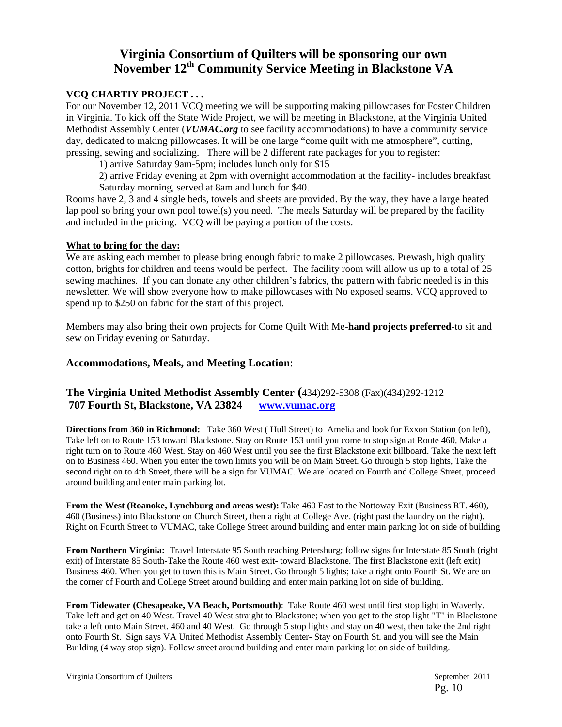# Virginia Consortium of Quilters will be sponsoring our own November 12th Community Service Meeting in Blackstone VA

**VCQ CHARTIY PROJECT . . .**

For our November 12, 2011 VCQ meeting we will be supporting making pillowcases for Foster Children in Virginia. To kick off the State Wide Project, we will be meeting in Blackstone, at the Virginia United Methodist Assembly Center (***VUMAC.org*** to see facility accommodations) to have a community service day, dedicated to making pillowcases. It will be one large "come quilt with me atmosphere", cutting, pressing, sewing and socializing. There will be 2 different rate packages for you to register:

1) arrive Saturday 9am-5pm; includes lunch only for $15

2) arrive Friday evening at 2pm with overnight accommodation at the facility- includes breakfast Saturday morning, served at 8am and lunch for $40.

Rooms have 2, 3 and 4 single beds, towels and sheets are provided. By the way, they have a large heated lap pool so bring your own pool towel(s) you need. The meals Saturday will be prepared by the facility and included in the pricing. VCQ will be paying a portion of the costs.

**What to bring for the day:**

We are asking each member to please bring enough fabric to make 2 pillowcases. Prewash, high quality cotton, brights for children and teens would be perfect. The facility room will allow us up to a total of 25 sewing machines. If you can donate any other children's fabrics, the pattern with fabric needed is in this newsletter. We will show everyone how to make pillowcases with No exposed seams. VCQ approved to spend up to $250 on fabric for the start of this project.

Members may also bring their own projects for Come Quilt With Me-**hand projects preferred**-to sit and sew on Friday evening or Saturday.

## Accommodations, Meals, and Meeting Location:

**The Virginia United Methodist Assembly Center (**434)292-5308 (Fax)(434)292-1212
**707 Fourth St, Blackstone, VA 23824** **www.vumac.org**

**Directions from 360 in Richmond:** Take 360 West ( Hull Street) to Amelia and look for Exxon Station (on left), Take left on to Route 153 toward Blackstone. Stay on Route 153 until you come to stop sign at Route 460, Make a right turn on to Route 460 West. Stay on 460 West until you see the first Blackstone exit billboard. Take the next left on to Business 460. When you enter the town limits you will be on Main Street. Go through 5 stop lights, Take the second right on to 4th Street, there will be a sign for VUMAC. We are located on Fourth and College Street, proceed around building and enter main parking lot.

**From the West (Roanoke, Lynchburg and areas west):** Take 460 East to the Nottoway Exit (Business RT. 460), 460 (Business) into Blackstone on Church Street, then a right at College Ave. (right past the laundry on the right). Right on Fourth Street to VUMAC, take College Street around building and enter main parking lot on side of building

**From Northern Virginia:** Travel Interstate 95 South reaching Petersburg; follow signs for Interstate 85 South (right exit) of Interstate 85 South-Take the Route 460 west exit- toward Blackstone. The first Blackstone exit (left exit) Business 460. When you get to town this is Main Street. Go through 5 lights; take a right onto Fourth St. We are on the corner of Fourth and College Street around building and enter main parking lot on side of building.

**From Tidewater (Chesapeake, VA Beach, Portsmouth)**: Take Route 460 west until first stop light in Waverly. Take left and get on 40 West. Travel 40 West straight to Blackstone; when you get to the stop light "T" in Blackstone take a left onto Main Street. 460 and 40 West. Go through 5 stop lights and stay on 40 west, then take the 2nd right onto Fourth St. Sign says VA United Methodist Assembly Center- Stay on Fourth St. and you will see the Main Building (4 way stop sign). Follow street around building and enter main parking lot on side of building.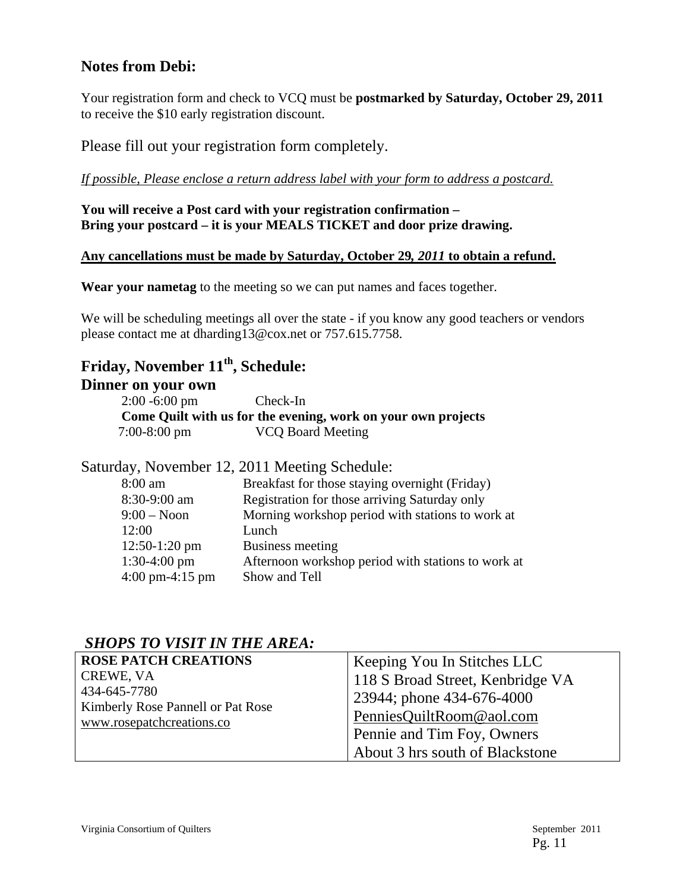## Notes from Debi:

Your registration form and check to VCQ must be **postmarked by Saturday, October 29, 2011** to receive the $10 early registration discount.

Please fill out your registration form completely.

*If possible, Please enclose a return address label with your form to address a postcard.*

**You will receive a Post card with your registration confirmation –**
**Bring your postcard – it is your MEALS TICKET and door prize drawing.**

**Any cancellations must be made by Saturday, October 29, *2011* to obtain a refund.**

**Wear your nametag** to the meeting so we can put names and faces together.

We will be scheduling meetings all over the state - if you know any good teachers or vendors please contact me at dharding13@cox.net or 757.615.7758.

## Friday, November 11th, Schedule:

### Dinner on your own

2:00 -6:00 pm — Check-In

**Come Quilt with us for the evening, work on your own projects**

7:00-8:00 pm — VCQ Board Meeting

Saturday, November 12, 2011 Meeting Schedule:

| | |
|---|---|
| 8:00 am | Breakfast for those staying overnight (Friday) |
| 8:30-9:00 am | Registration for those arriving Saturday only |
| 9:00 – Noon | Morning workshop period with stations to work at |
| 12:00 | Lunch |
| 12:50-1:20 pm | Business meeting |
| 1:30-4:00 pm | Afternoon workshop period with stations to work at |
| 4:00 pm-4:15 pm | Show and Tell |

### *SHOPS TO VISIT IN THE AREA:*

| | |
|---|---|
| **ROSE PATCH CREATIONS**<br>CREWE, VA<br>434-645-7780<br>Kimberly Rose Pannell or Pat Rose<br>www.rosepatchcreations.co | Keeping You In Stitches LLC<br>118 S Broad Street, Kenbridge VA 23944; phone 434-676-4000<br>PenniesQuiltRoom@aol.com<br>Pennie and Tim Foy, Owners<br>About 3 hrs south of Blackstone |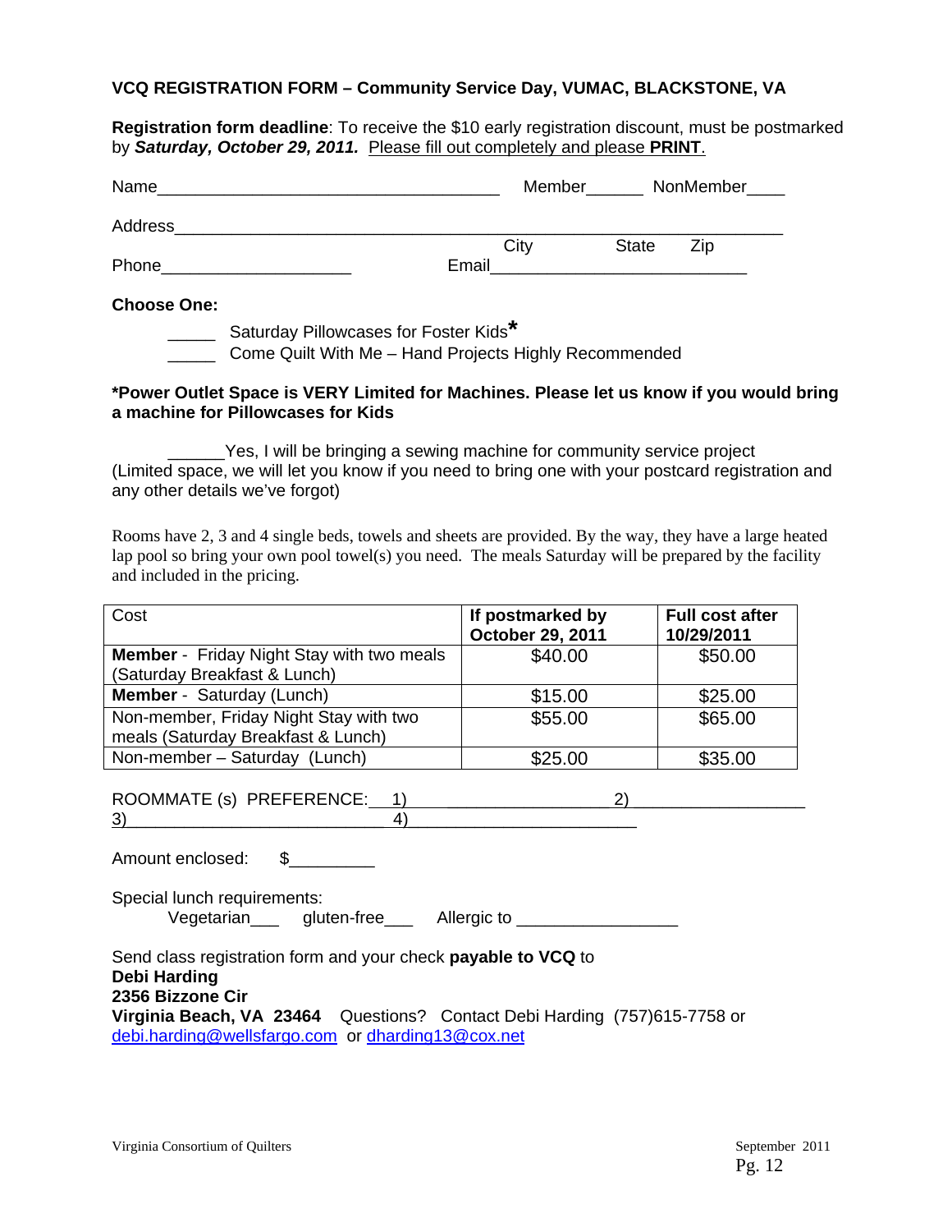**VCQ REGISTRATION FORM – Community Service Day, VUMAC, BLACKSTONE, VA**

**Registration form deadline**: To receive the $10 early registration discount, must be postmarked by ***Saturday, October 29, 2011.*** Please fill out completely and please **PRINT**.

Name_____________________________________ Member______ NonMember____

Address___________________________________________________________________
City State Zip

Phone____________________ Email___________________________

**Choose One:**

_____ Saturday Pillowcases for Foster Kids*

_____ Come Quilt With Me – Hand Projects Highly Recommended

**\*Power Outlet Space is VERY Limited for Machines. Please let us know if you would bring a machine for Pillowcases for Kids**

______Yes, I will be bringing a sewing machine for community service project (Limited space, we will let you know if you need to bring one with your postcard registration and any other details we've forgot)

Rooms have 2, 3 and 4 single beds, towels and sheets are provided. By the way, they have a large heated lap pool so bring your own pool towel(s) you need. The meals Saturday will be prepared by the facility and included in the pricing.

| Cost | **If postmarked by October 29, 2011** | **Full cost after 10/29/2011** |
|---|---|---|
| **Member** - Friday Night Stay with two meals (Saturday Breakfast & Lunch) | $40.00 | $50.00 |
| **Member** - Saturday (Lunch) | $15.00 | $25.00 |
| Non-member, Friday Night Stay with two meals (Saturday Breakfast & Lunch) | $55.00 | $65.00 |
| Non-member – Saturday (Lunch) | $25.00 | $35.00 |

ROOMMATE (s) PREFERENCE: 1)____________________ 2)__________________
3)_________________________ 4)_______________________

Amount enclosed: $_________

Special lunch requirements:
Vegetarian___ gluten-free___ Allergic to ________________

Send class registration form and your check **payable to VCQ** to
**Debi Harding**
**2356 Bizzone Cir**
**Virginia Beach, VA 23464** Questions? Contact Debi Harding (757)615-7758 or debi.harding@wellsfargo.com or dharding13@cox.net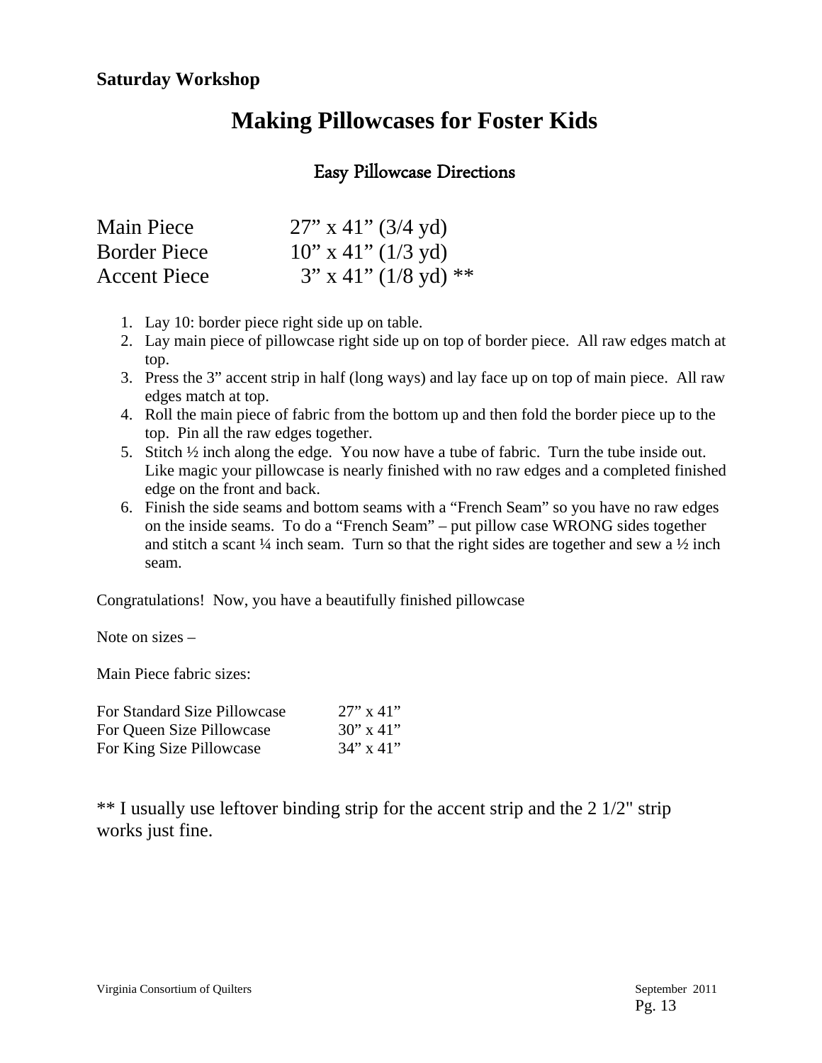**Saturday Workshop**

# Making Pillowcases for Foster Kids

## Easy Pillowcase Directions

| | |
|---|---|
| Main Piece | 27” x 41” (3/4 yd) |
| Border Piece | 10” x 41” (1/3 yd) |
| Accent Piece | 3” x 41” (1/8 yd) ** |

1. Lay 10: border piece right side up on table.
2. Lay main piece of pillowcase right side up on top of border piece. All raw edges match at top.
3. Press the 3” accent strip in half (long ways) and lay face up on top of main piece. All raw edges match at top.
4. Roll the main piece of fabric from the bottom up and then fold the border piece up to the top. Pin all the raw edges together.
5. Stitch ½ inch along the edge. You now have a tube of fabric. Turn the tube inside out. Like magic your pillowcase is nearly finished with no raw edges and a completed finished edge on the front and back.
6. Finish the side seams and bottom seams with a “French Seam” so you have no raw edges on the inside seams. To do a “French Seam” – put pillow case WRONG sides together and stitch a scant ¼ inch seam. Turn so that the right sides are together and sew a ½ inch seam.

Congratulations! Now, you have a beautifully finished pillowcase

Note on sizes –

Main Piece fabric sizes:

| | |
|---|---|
| For Standard Size Pillowcase | 27” x 41” |
| For Queen Size Pillowcase | 30” x 41” |
| For King Size Pillowcase | 34” x 41” |

** I usually use leftover binding strip for the accent strip and the 2 1/2" strip works just fine.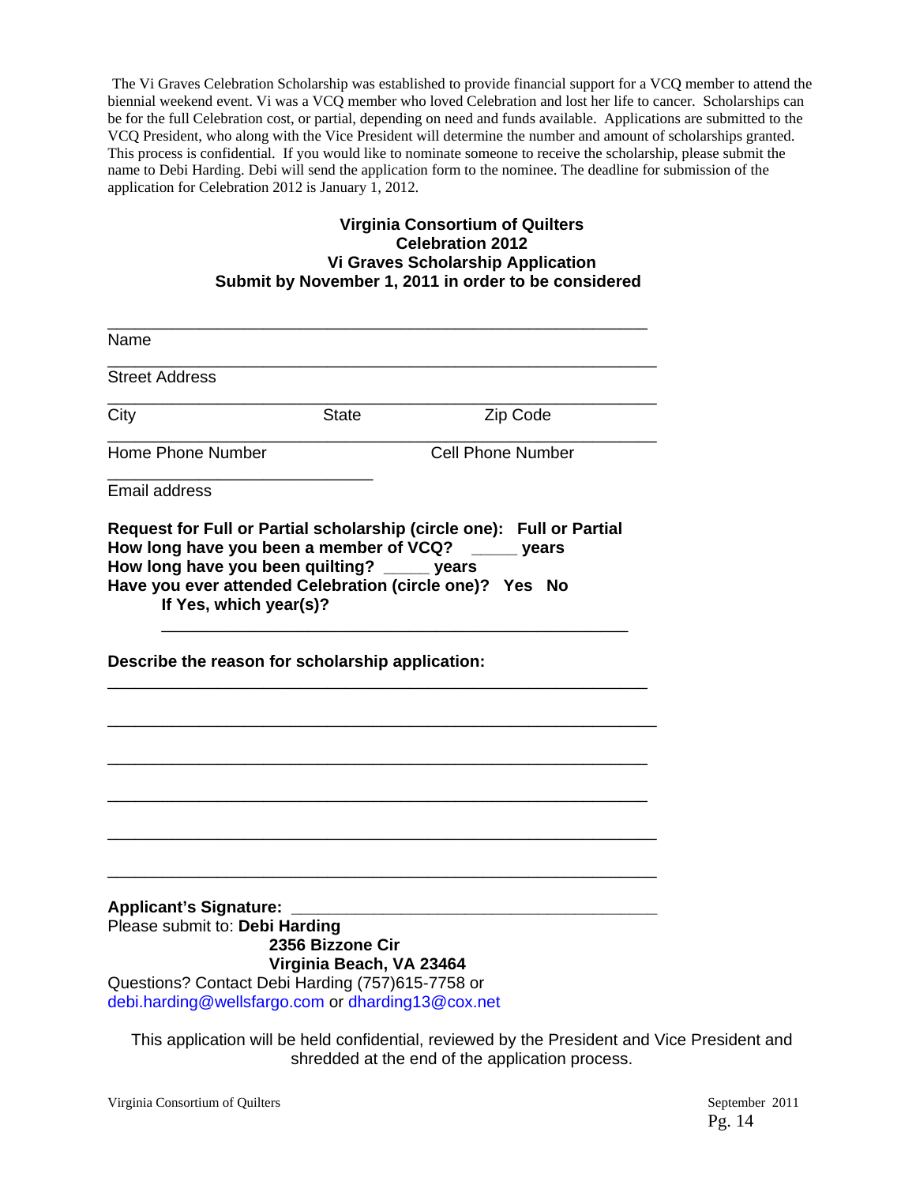The Vi Graves Celebration Scholarship was established to provide financial support for a VCQ member to attend the biennial weekend event. Vi was a VCQ member who loved Celebration and lost her life to cancer. Scholarships can be for the full Celebration cost, or partial, depending on need and funds available. Applications are submitted to the VCQ President, who along with the Vice President will determine the number and amount of scholarships granted. This process is confidential. If you would like to nominate someone to receive the scholarship, please submit the name to Debi Harding. Debi will send the application form to the nominee. The deadline for submission of the application for Celebration 2012 is January 1, 2012.

## Virginia Consortium of Quilters
## Celebration 2012
## Vi Graves Scholarship Application
## Submit by November 1, 2011 in order to be considered

_______________________________________________
Name

_______________________________________________
Street Address

_______________________________________________
City State Zip Code

_______________________________________________
Home Phone Number Cell Phone Number

_______________________
Email address

**Request for Full or Partial scholarship (circle one): Full or Partial**
**How long have you been a member of VCQ? _____ years**
**How long have you been quilting? _____ years**
**Have you ever attended Celebration (circle one)? Yes No**
**If Yes, which year(s)?**

_______________________________________________

**Describe the reason for scholarship application:**

_______________________________________________

_______________________________________________

_______________________________________________

_______________________________________________

_______________________________________________

_______________________________________________

**Applicant's Signature:** _______________________________

Please submit to: **Debi Harding**
**2356 Bizzone Cir**
**Virginia Beach, VA 23464**

Questions? Contact Debi Harding (757)615-7758 or debi.harding@wellsfargo.com or dharding13@cox.net

This application will be held confidential, reviewed by the President and Vice President and shredded at the end of the application process.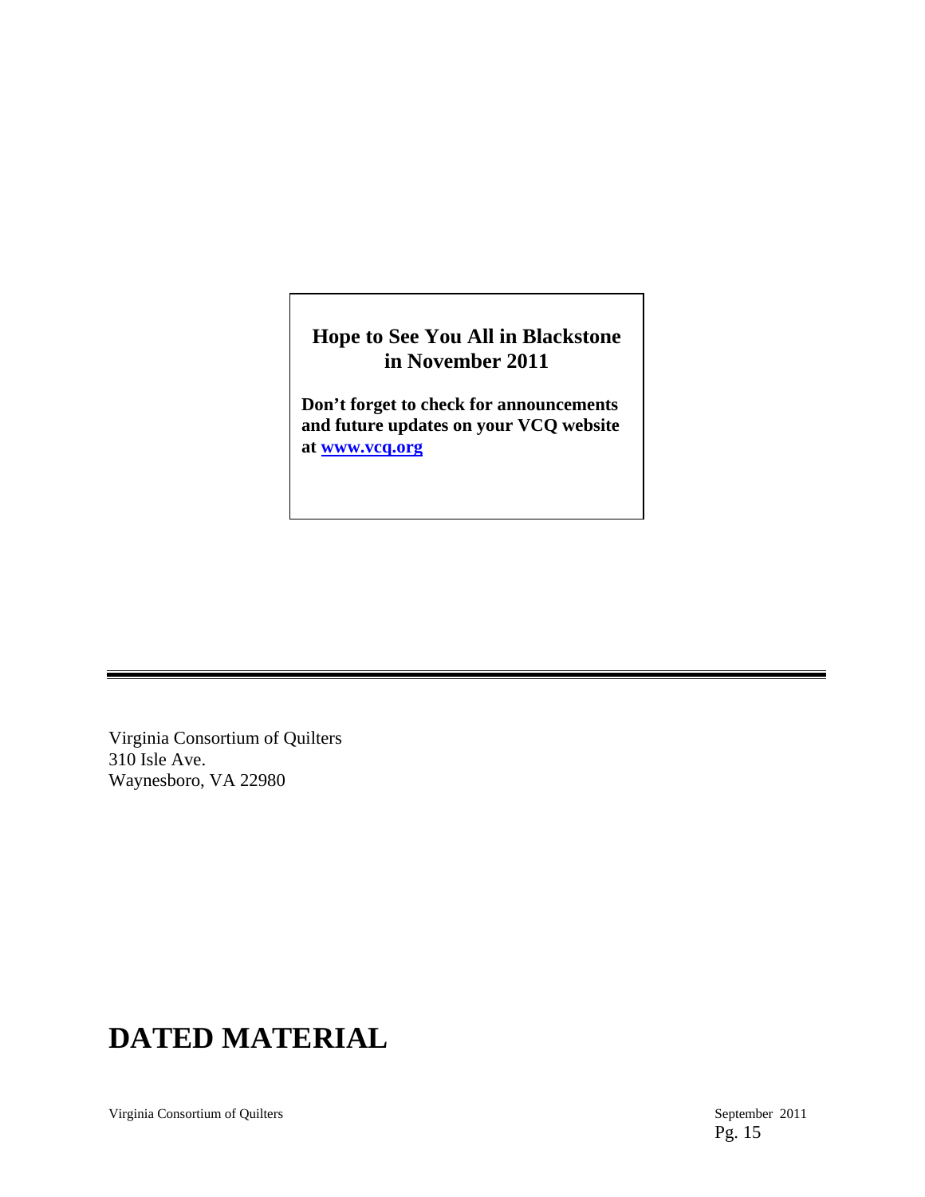**Hope to See You All in Blackstone in November 2011**

**Don't forget to check for announcements and future updates on your VCQ website at [www.vcq.org](http://www.vcq.org)**

---

Virginia Consortium of Quilters
310 Isle Ave.
Waynesboro, VA 22980

# DATED MATERIAL